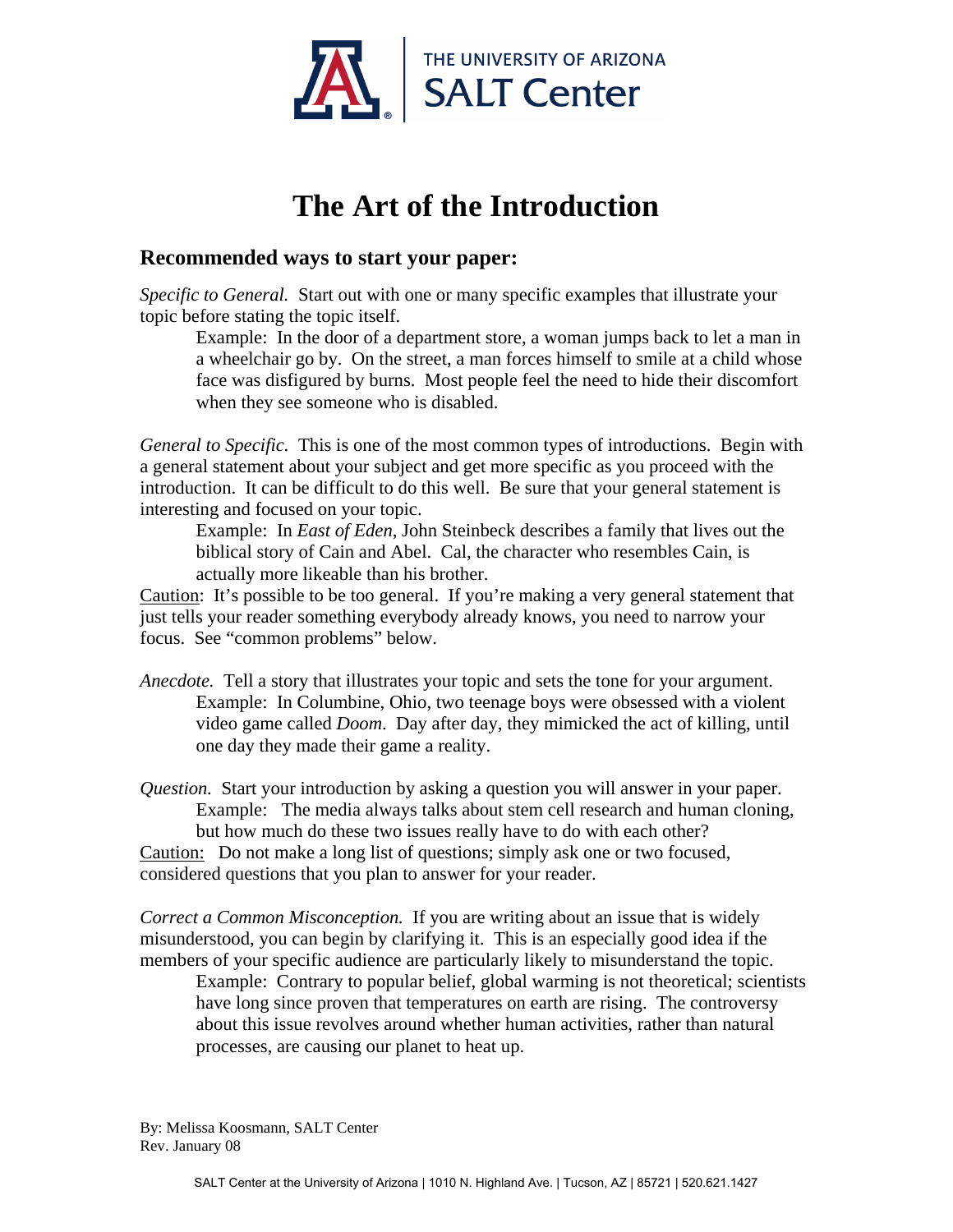THE UNIVERSITY OF ARIZONA
SALT Center

# The Art of the Introduction

## Recommended ways to start your paper:

*Specific to General.* Start out with one or many specific examples that illustrate your topic before stating the topic itself.

> Example: In the door of a department store, a woman jumps back to let a man in a wheelchair go by. On the street, a man forces himself to smile at a child whose face was disfigured by burns. Most people feel the need to hide their discomfort when they see someone who is disabled.

*General to Specific.* This is one of the most common types of introductions. Begin with a general statement about your subject and get more specific as you proceed with the introduction. It can be difficult to do this well. Be sure that your general statement is interesting and focused on your topic.

> Example: In *East of Eden*, John Steinbeck describes a family that lives out the biblical story of Cain and Abel. Cal, the character who resembles Cain, is actually more likeable than his brother.

<u>Caution</u>: It's possible to be too general. If you're making a very general statement that just tells your reader something everybody already knows, you need to narrow your focus. See "common problems" below.

*Anecdote.* Tell a story that illustrates your topic and sets the tone for your argument.

> Example: In Columbine, Ohio, two teenage boys were obsessed with a violent video game called *Doom*. Day after day, they mimicked the act of killing, until one day they made their game a reality.

*Question.* Start your introduction by asking a question you will answer in your paper.

> Example: The media always talks about stem cell research and human cloning, but how much do these two issues really have to do with each other?

<u>Caution:</u> Do not make a long list of questions; simply ask one or two focused, considered questions that you plan to answer for your reader.

*Correct a Common Misconception.* If you are writing about an issue that is widely misunderstood, you can begin by clarifying it. This is an especially good idea if the members of your specific audience are particularly likely to misunderstand the topic.

> Example: Contrary to popular belief, global warming is not theoretical; scientists have long since proven that temperatures on earth are rising. The controversy about this issue revolves around whether human activities, rather than natural processes, are causing our planet to heat up.

By: Melissa Koosmann, SALT Center
Rev. January 08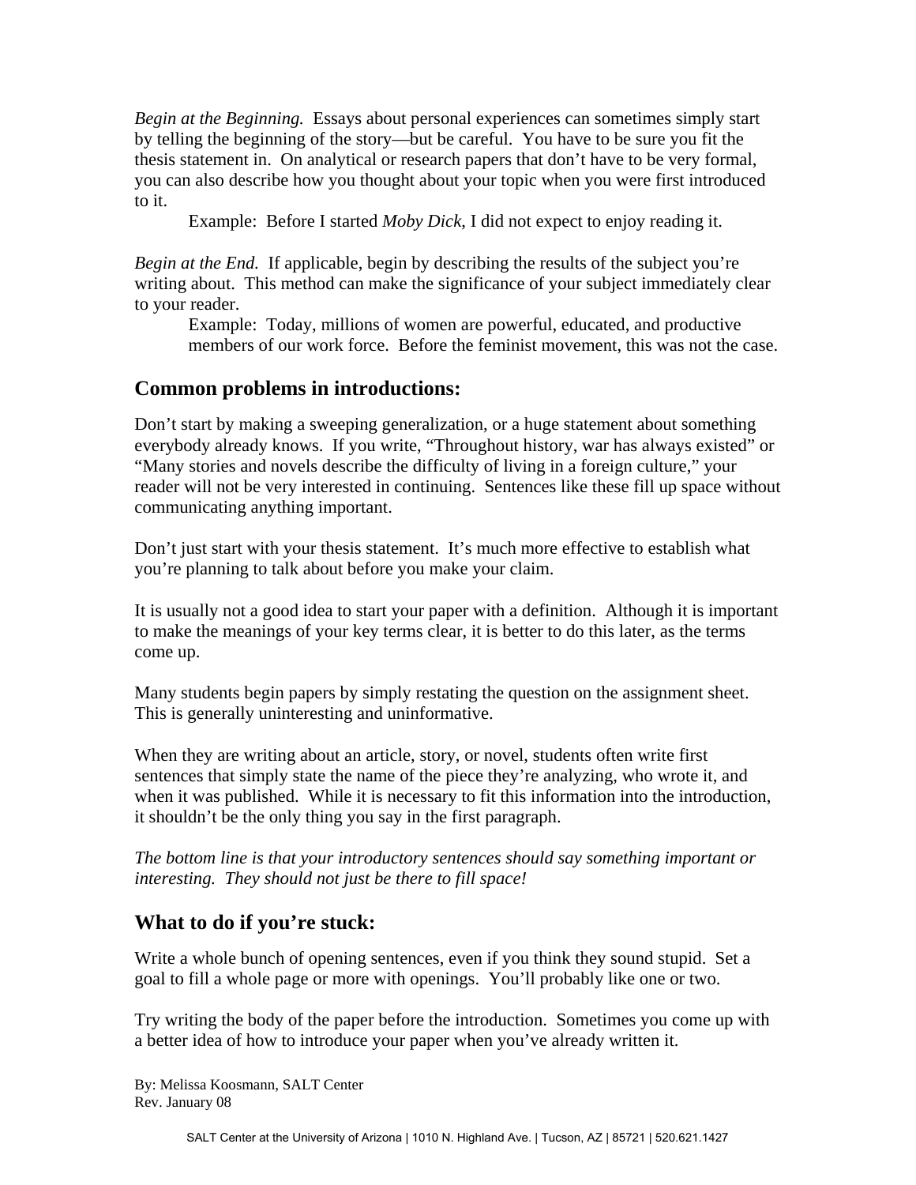*Begin at the Beginning.* Essays about personal experiences can sometimes simply start by telling the beginning of the story—but be careful. You have to be sure you fit the thesis statement in. On analytical or research papers that don't have to be very formal, you can also describe how you thought about your topic when you were first introduced to it.

> Example: Before I started *Moby Dick*, I did not expect to enjoy reading it.

*Begin at the End.* If applicable, begin by describing the results of the subject you're writing about. This method can make the significance of your subject immediately clear to your reader.

> Example: Today, millions of women are powerful, educated, and productive members of our work force. Before the feminist movement, this was not the case.

## Common problems in introductions:

Don't start by making a sweeping generalization, or a huge statement about something everybody already knows. If you write, "Throughout history, war has always existed" or "Many stories and novels describe the difficulty of living in a foreign culture," your reader will not be very interested in continuing. Sentences like these fill up space without communicating anything important.

Don't just start with your thesis statement. It's much more effective to establish what you're planning to talk about before you make your claim.

It is usually not a good idea to start your paper with a definition. Although it is important to make the meanings of your key terms clear, it is better to do this later, as the terms come up.

Many students begin papers by simply restating the question on the assignment sheet. This is generally uninteresting and uninformative.

When they are writing about an article, story, or novel, students often write first sentences that simply state the name of the piece they're analyzing, who wrote it, and when it was published. While it is necessary to fit this information into the introduction, it shouldn't be the only thing you say in the first paragraph.

*The bottom line is that your introductory sentences should say something important or interesting. They should not just be there to fill space!*

## What to do if you're stuck:

Write a whole bunch of opening sentences, even if you think they sound stupid. Set a goal to fill a whole page or more with openings. You'll probably like one or two.

Try writing the body of the paper before the introduction. Sometimes you come up with a better idea of how to introduce your paper when you've already written it.

By: Melissa Koosmann, SALT Center
Rev. January 08

SALT Center at the University of Arizona | 1010 N. Highland Ave. | Tucson, AZ | 85721 | 520.621.1427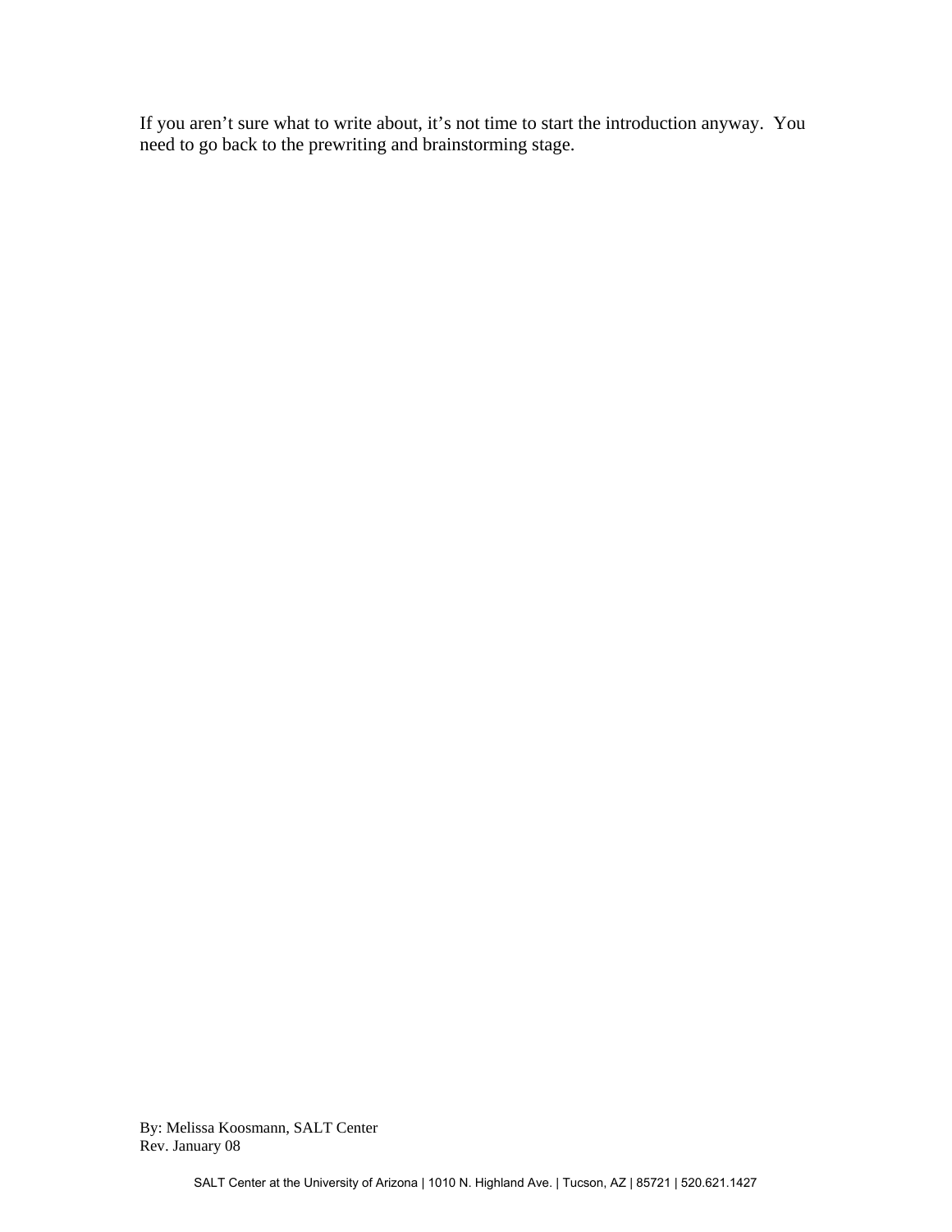If you aren't sure what to write about, it's not time to start the introduction anyway. You need to go back to the prewriting and brainstorming stage.

By: Melissa Koosmann, SALT Center
Rev. January 08